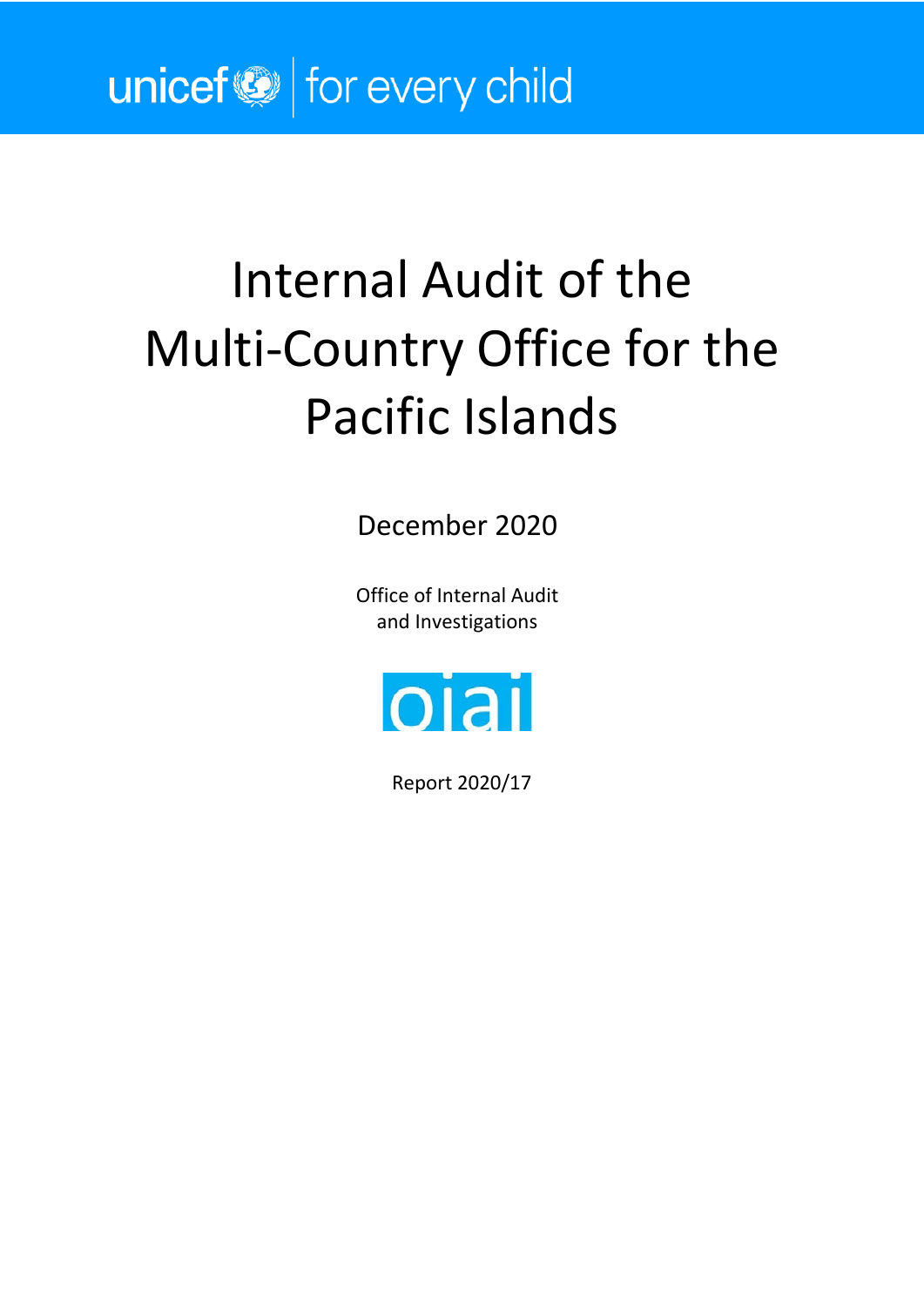unicef for every child

# Internal Audit of the Multi-Country Office for the Pacific Islands

December 2020

Office of Internal Audit and Investigations

oiai

Report 2020/17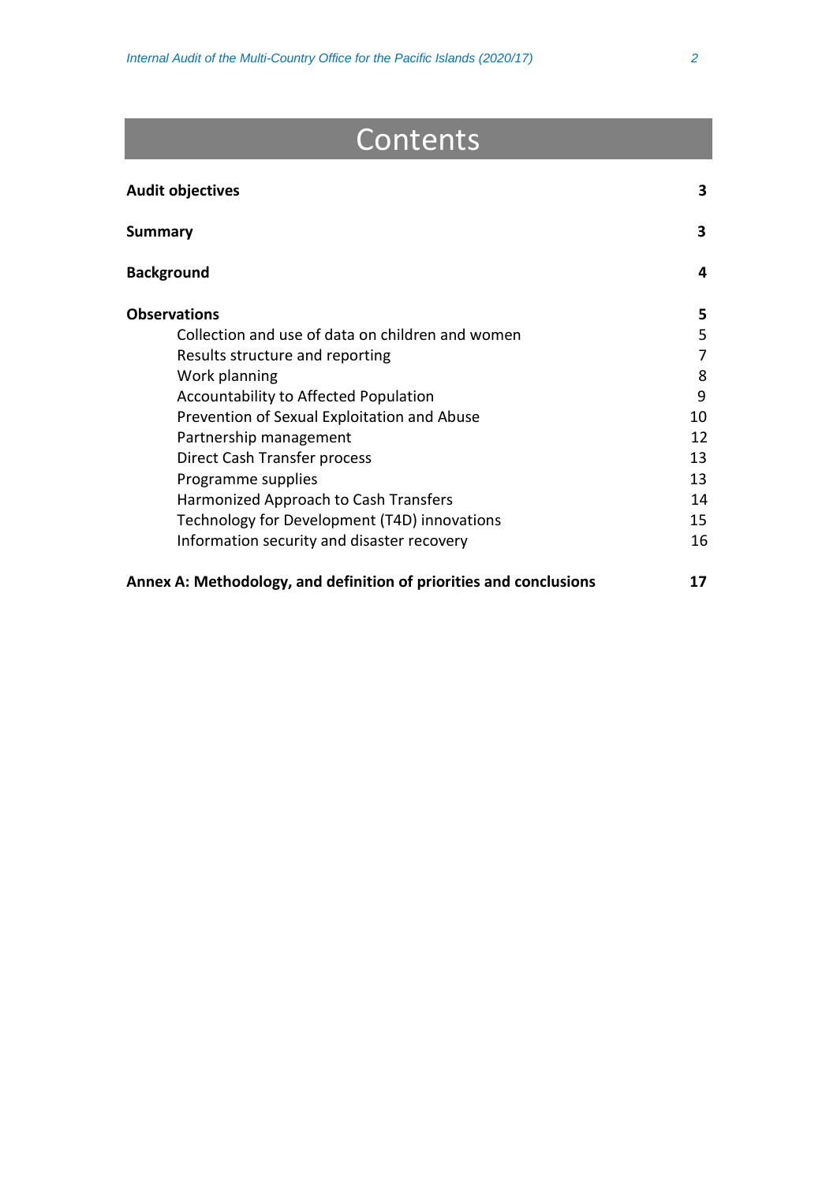# Contents

| | |
|---|---|
| **Audit objectives** | **3** |
| **Summary** | **3** |
| **Background** | **4** |
| **Observations** | **5** |
| Collection and use of data on children and women | 5 |
| Results structure and reporting | 7 |
| Work planning | 8 |
| Accountability to Affected Population | 9 |
| Prevention of Sexual Exploitation and Abuse | 10 |
| Partnership management | 12 |
| Direct Cash Transfer process | 13 |
| Programme supplies | 13 |
| Harmonized Approach to Cash Transfers | 14 |
| Technology for Development (T4D) innovations | 15 |
| Information security and disaster recovery | 16 |
| **Annex A: Methodology, and definition of priorities and conclusions** | **17** |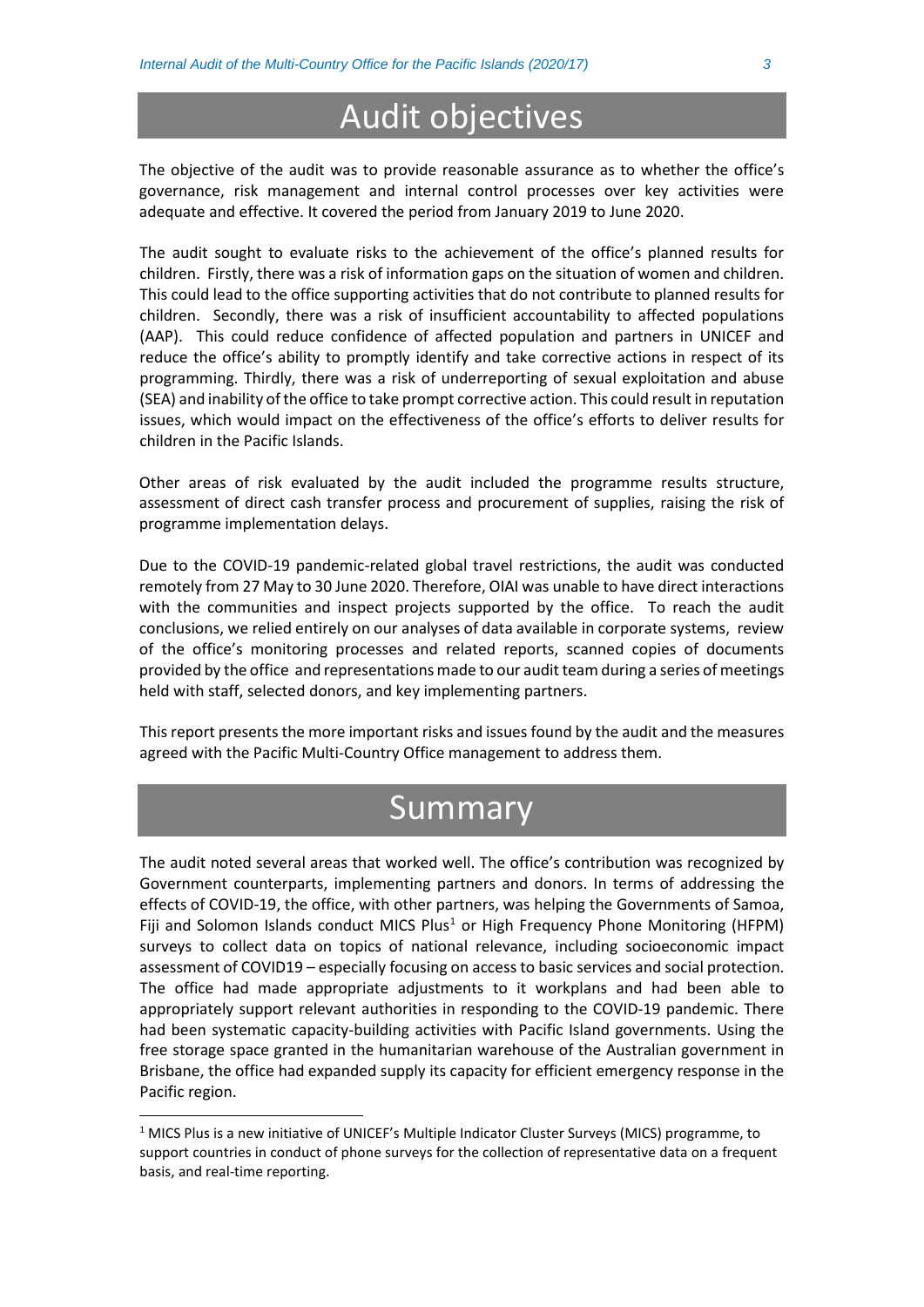# Audit objectives

The objective of the audit was to provide reasonable assurance as to whether the office's governance, risk management and internal control processes over key activities were adequate and effective. It covered the period from January 2019 to June 2020.

The audit sought to evaluate risks to the achievement of the office's planned results for children. Firstly, there was a risk of information gaps on the situation of women and children. This could lead to the office supporting activities that do not contribute to planned results for children. Secondly, there was a risk of insufficient accountability to affected populations (AAP). This could reduce confidence of affected population and partners in UNICEF and reduce the office's ability to promptly identify and take corrective actions in respect of its programming. Thirdly, there was a risk of underreporting of sexual exploitation and abuse (SEA) and inability of the office to take prompt corrective action. This could result in reputation issues, which would impact on the effectiveness of the office's efforts to deliver results for children in the Pacific Islands.

Other areas of risk evaluated by the audit included the programme results structure, assessment of direct cash transfer process and procurement of supplies, raising the risk of programme implementation delays.

Due to the COVID-19 pandemic-related global travel restrictions, the audit was conducted remotely from 27 May to 30 June 2020. Therefore, OIAI was unable to have direct interactions with the communities and inspect projects supported by the office. To reach the audit conclusions, we relied entirely on our analyses of data available in corporate systems, review of the office's monitoring processes and related reports, scanned copies of documents provided by the office and representations made to our audit team during a series of meetings held with staff, selected donors, and key implementing partners.

This report presents the more important risks and issues found by the audit and the measures agreed with the Pacific Multi-Country Office management to address them.

# Summary

The audit noted several areas that worked well. The office's contribution was recognized by Government counterparts, implementing partners and donors. In terms of addressing the effects of COVID-19, the office, with other partners, was helping the Governments of Samoa, Fiji and Solomon Islands conduct MICS Plus[1] or High Frequency Phone Monitoring (HFPM) surveys to collect data on topics of national relevance, including socioeconomic impact assessment of COVID19 – especially focusing on access to basic services and social protection. The office had made appropriate adjustments to it workplans and had been able to appropriately support relevant authorities in responding to the COVID-19 pandemic. There had been systematic capacity-building activities with Pacific Island governments. Using the free storage space granted in the humanitarian warehouse of the Australian government in Brisbane, the office had expanded supply its capacity for efficient emergency response in the Pacific region.

[1] MICS Plus is a new initiative of UNICEF's Multiple Indicator Cluster Surveys (MICS) programme, to support countries in conduct of phone surveys for the collection of representative data on a frequent basis, and real-time reporting.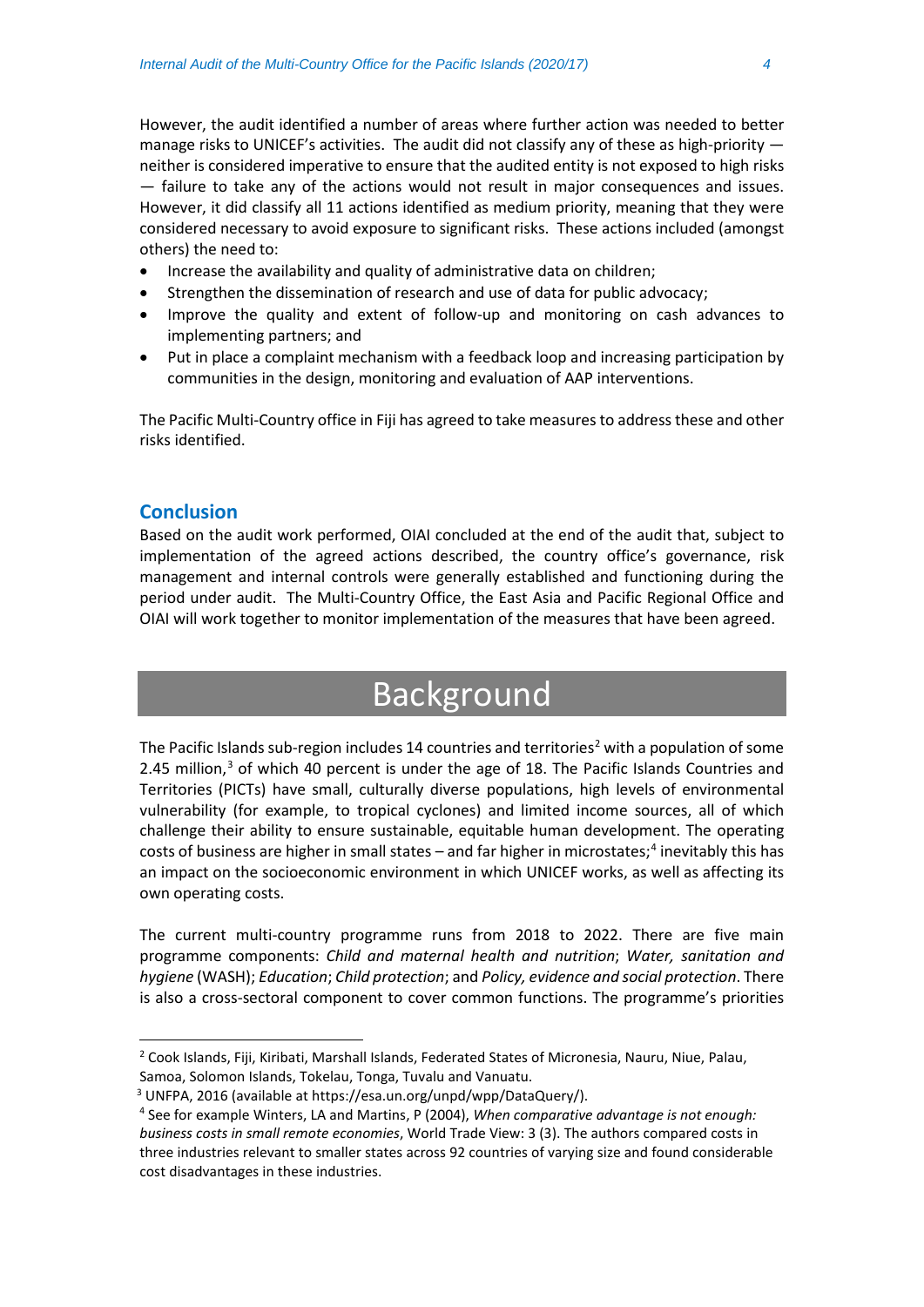However, the audit identified a number of areas where further action was needed to better manage risks to UNICEF's activities. The audit did not classify any of these as high-priority — neither is considered imperative to ensure that the audited entity is not exposed to high risks — failure to take any of the actions would not result in major consequences and issues. However, it did classify all 11 actions identified as medium priority, meaning that they were considered necessary to avoid exposure to significant risks. These actions included (amongst others) the need to:

- Increase the availability and quality of administrative data on children;
- Strengthen the dissemination of research and use of data for public advocacy;
- Improve the quality and extent of follow-up and monitoring on cash advances to implementing partners; and
- Put in place a complaint mechanism with a feedback loop and increasing participation by communities in the design, monitoring and evaluation of AAP interventions.

The Pacific Multi-Country office in Fiji has agreed to take measures to address these and other risks identified.

## Conclusion

Based on the audit work performed, OIAI concluded at the end of the audit that, subject to implementation of the agreed actions described, the country office's governance, risk management and internal controls were generally established and functioning during the period under audit. The Multi-Country Office, the East Asia and Pacific Regional Office and OIAI will work together to monitor implementation of the measures that have been agreed.

# Background

The Pacific Islands sub-region includes 14 countries and territories[2] with a population of some 2.45 million,[3] of which 40 percent is under the age of 18. The Pacific Islands Countries and Territories (PICTs) have small, culturally diverse populations, high levels of environmental vulnerability (for example, to tropical cyclones) and limited income sources, all of which challenge their ability to ensure sustainable, equitable human development. The operating costs of business are higher in small states – and far higher in microstates;[4] inevitably this has an impact on the socioeconomic environment in which UNICEF works, as well as affecting its own operating costs.

The current multi-country programme runs from 2018 to 2022. There are five main programme components: *Child and maternal health and nutrition*; *Water, sanitation and hygiene* (WASH); *Education*; *Child protection*; and *Policy, evidence and social protection*. There is also a cross-sectoral component to cover common functions. The programme's priorities

---

[2] Cook Islands, Fiji, Kiribati, Marshall Islands, Federated States of Micronesia, Nauru, Niue, Palau, Samoa, Solomon Islands, Tokelau, Tonga, Tuvalu and Vanuatu.

[3] UNFPA, 2016 (available at https://esa.un.org/unpd/wpp/DataQuery/).

[4] See for example Winters, LA and Martins, P (2004), *When comparative advantage is not enough: business costs in small remote economies*, World Trade View: 3 (3). The authors compared costs in three industries relevant to smaller states across 92 countries of varying size and found considerable cost disadvantages in these industries.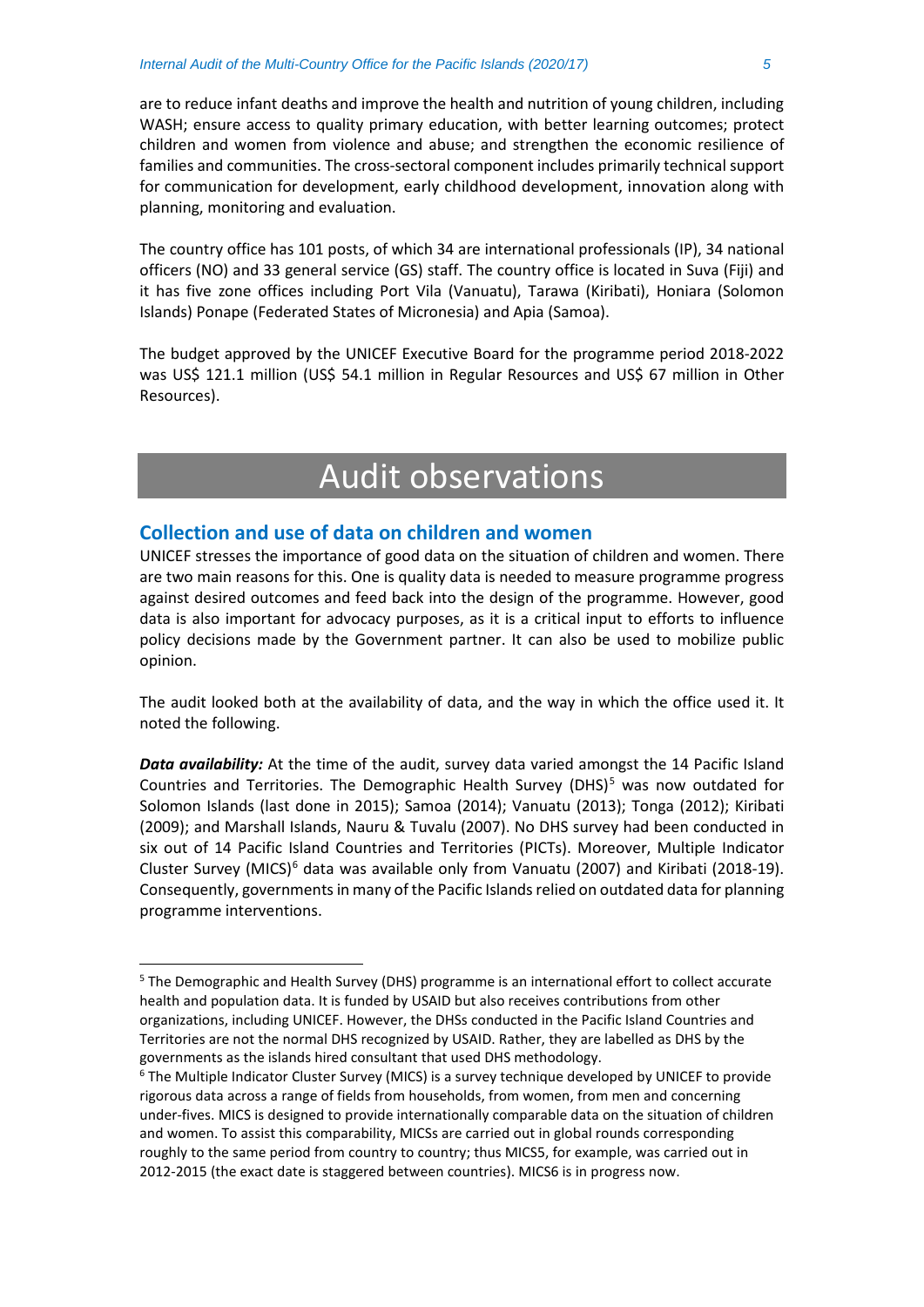are to reduce infant deaths and improve the health and nutrition of young children, including WASH; ensure access to quality primary education, with better learning outcomes; protect children and women from violence and abuse; and strengthen the economic resilience of families and communities. The cross-sectoral component includes primarily technical support for communication for development, early childhood development, innovation along with planning, monitoring and evaluation.

The country office has 101 posts, of which 34 are international professionals (IP), 34 national officers (NO) and 33 general service (GS) staff. The country office is located in Suva (Fiji) and it has five zone offices including Port Vila (Vanuatu), Tarawa (Kiribati), Honiara (Solomon Islands) Ponape (Federated States of Micronesia) and Apia (Samoa).

The budget approved by the UNICEF Executive Board for the programme period 2018-2022 was US$ 121.1 million (US$ 54.1 million in Regular Resources and US$ 67 million in Other Resources).

# Audit observations

## Collection and use of data on children and women

UNICEF stresses the importance of good data on the situation of children and women. There are two main reasons for this. One is quality data is needed to measure programme progress against desired outcomes and feed back into the design of the programme. However, good data is also important for advocacy purposes, as it is a critical input to efforts to influence policy decisions made by the Government partner. It can also be used to mobilize public opinion.

The audit looked both at the availability of data, and the way in which the office used it. It noted the following.

***Data availability:*** At the time of the audit, survey data varied amongst the 14 Pacific Island Countries and Territories. The Demographic Health Survey (DHS)[5] was now outdated for Solomon Islands (last done in 2015); Samoa (2014); Vanuatu (2013); Tonga (2012); Kiribati (2009); and Marshall Islands, Nauru & Tuvalu (2007). No DHS survey had been conducted in six out of 14 Pacific Island Countries and Territories (PICTs). Moreover, Multiple Indicator Cluster Survey (MICS)[6] data was available only from Vanuatu (2007) and Kiribati (2018-19). Consequently, governments in many of the Pacific Islands relied on outdated data for planning programme interventions.

---

[5] The Demographic and Health Survey (DHS) programme is an international effort to collect accurate health and population data. It is funded by USAID but also receives contributions from other organizations, including UNICEF. However, the DHSs conducted in the Pacific Island Countries and Territories are not the normal DHS recognized by USAID. Rather, they are labelled as DHS by the governments as the islands hired consultant that used DHS methodology.

[6] The Multiple Indicator Cluster Survey (MICS) is a survey technique developed by UNICEF to provide rigorous data across a range of fields from households, from women, from men and concerning under-fives. MICS is designed to provide internationally comparable data on the situation of children and women. To assist this comparability, MICSs are carried out in global rounds corresponding roughly to the same period from country to country; thus MICS5, for example, was carried out in 2012-2015 (the exact date is staggered between countries). MICS6 is in progress now.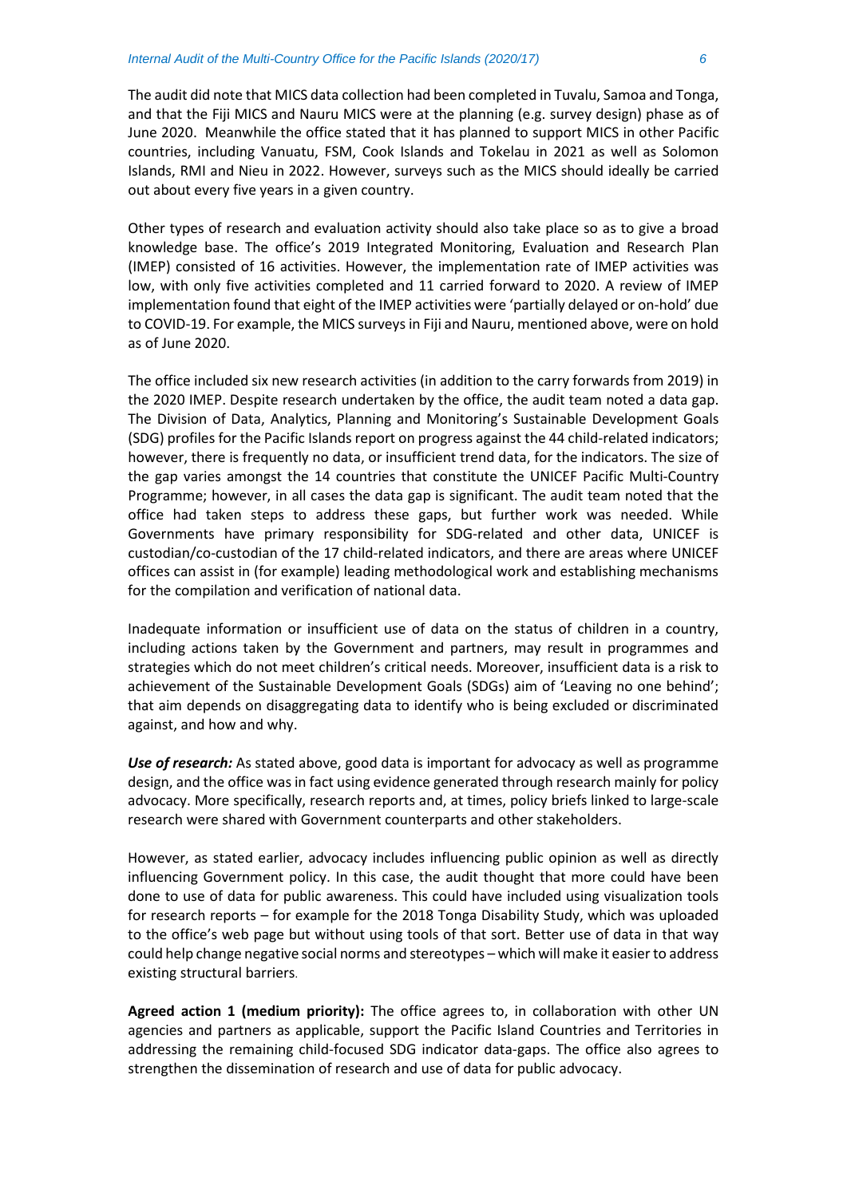The audit did note that MICS data collection had been completed in Tuvalu, Samoa and Tonga, and that the Fiji MICS and Nauru MICS were at the planning (e.g. survey design) phase as of June 2020. Meanwhile the office stated that it has planned to support MICS in other Pacific countries, including Vanuatu, FSM, Cook Islands and Tokelau in 2021 as well as Solomon Islands, RMI and Nieu in 2022. However, surveys such as the MICS should ideally be carried out about every five years in a given country.

Other types of research and evaluation activity should also take place so as to give a broad knowledge base. The office's 2019 Integrated Monitoring, Evaluation and Research Plan (IMEP) consisted of 16 activities. However, the implementation rate of IMEP activities was low, with only five activities completed and 11 carried forward to 2020. A review of IMEP implementation found that eight of the IMEP activities were 'partially delayed or on-hold' due to COVID-19. For example, the MICS surveys in Fiji and Nauru, mentioned above, were on hold as of June 2020.

The office included six new research activities (in addition to the carry forwards from 2019) in the 2020 IMEP. Despite research undertaken by the office, the audit team noted a data gap. The Division of Data, Analytics, Planning and Monitoring's Sustainable Development Goals (SDG) profiles for the Pacific Islands report on progress against the 44 child-related indicators; however, there is frequently no data, or insufficient trend data, for the indicators. The size of the gap varies amongst the 14 countries that constitute the UNICEF Pacific Multi-Country Programme; however, in all cases the data gap is significant. The audit team noted that the office had taken steps to address these gaps, but further work was needed. While Governments have primary responsibility for SDG-related and other data, UNICEF is custodian/co-custodian of the 17 child-related indicators, and there are areas where UNICEF offices can assist in (for example) leading methodological work and establishing mechanisms for the compilation and verification of national data.

Inadequate information or insufficient use of data on the status of children in a country, including actions taken by the Government and partners, may result in programmes and strategies which do not meet children's critical needs. Moreover, insufficient data is a risk to achievement of the Sustainable Development Goals (SDGs) aim of 'Leaving no one behind'; that aim depends on disaggregating data to identify who is being excluded or discriminated against, and how and why.

***Use of research:*** As stated above, good data is important for advocacy as well as programme design, and the office was in fact using evidence generated through research mainly for policy advocacy. More specifically, research reports and, at times, policy briefs linked to large-scale research were shared with Government counterparts and other stakeholders.

However, as stated earlier, advocacy includes influencing public opinion as well as directly influencing Government policy. In this case, the audit thought that more could have been done to use of data for public awareness. This could have included using visualization tools for research reports – for example for the 2018 Tonga Disability Study, which was uploaded to the office's web page but without using tools of that sort. Better use of data in that way could help change negative social norms and stereotypes – which will make it easier to address existing structural barriers.

**Agreed action 1 (medium priority):** The office agrees to, in collaboration with other UN agencies and partners as applicable, support the Pacific Island Countries and Territories in addressing the remaining child-focused SDG indicator data-gaps. The office also agrees to strengthen the dissemination of research and use of data for public advocacy.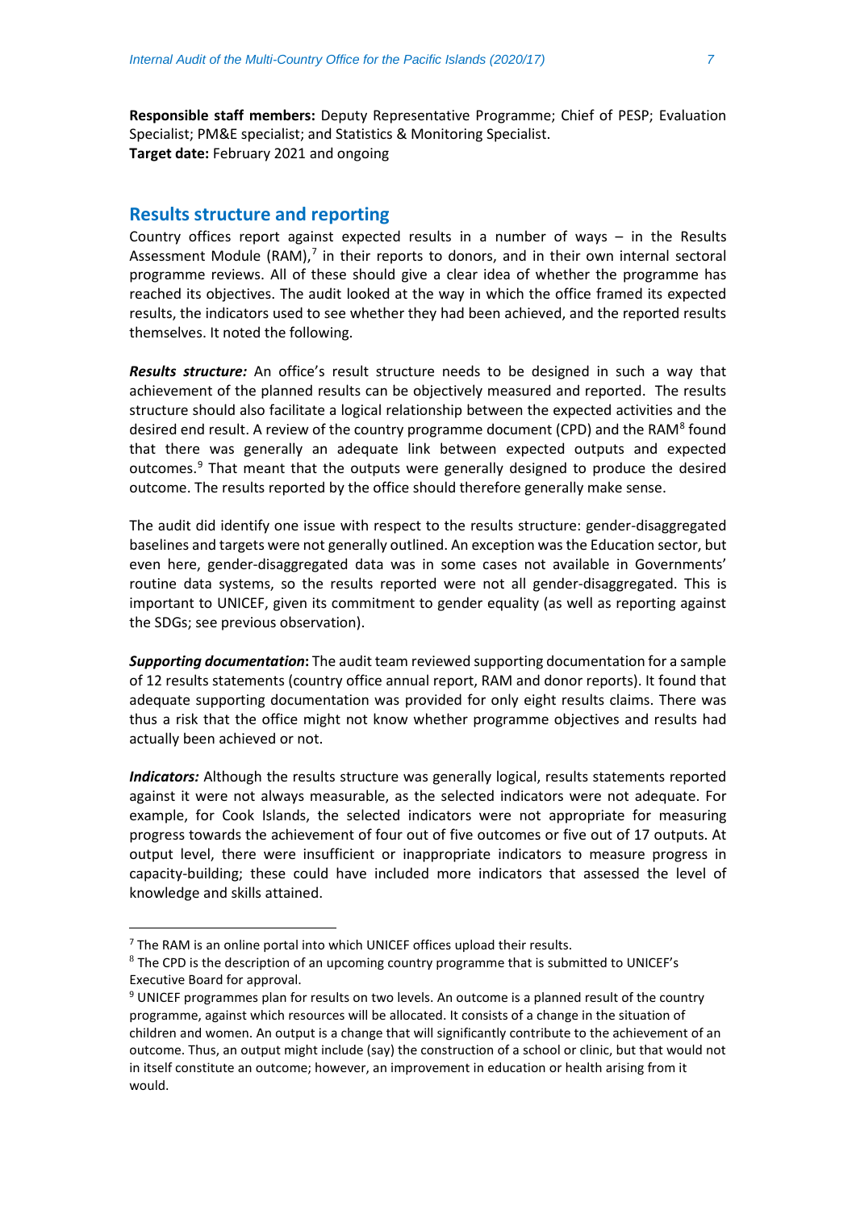**Responsible staff members:** Deputy Representative Programme; Chief of PESP; Evaluation Specialist; PM&E specialist; and Statistics & Monitoring Specialist.
**Target date:** February 2021 and ongoing

## Results structure and reporting

Country offices report against expected results in a number of ways – in the Results Assessment Module (RAM),[7] in their reports to donors, and in their own internal sectoral programme reviews. All of these should give a clear idea of whether the programme has reached its objectives. The audit looked at the way in which the office framed its expected results, the indicators used to see whether they had been achieved, and the reported results themselves. It noted the following.

***Results structure:*** An office's result structure needs to be designed in such a way that achievement of the planned results can be objectively measured and reported. The results structure should also facilitate a logical relationship between the expected activities and the desired end result. A review of the country programme document (CPD) and the RAM[8] found that there was generally an adequate link between expected outputs and expected outcomes.[9] That meant that the outputs were generally designed to produce the desired outcome. The results reported by the office should therefore generally make sense.

The audit did identify one issue with respect to the results structure: gender-disaggregated baselines and targets were not generally outlined. An exception was the Education sector, but even here, gender-disaggregated data was in some cases not available in Governments' routine data systems, so the results reported were not all gender-disaggregated. This is important to UNICEF, given its commitment to gender equality (as well as reporting against the SDGs; see previous observation).

***Supporting documentation*:** The audit team reviewed supporting documentation for a sample of 12 results statements (country office annual report, RAM and donor reports). It found that adequate supporting documentation was provided for only eight results claims. There was thus a risk that the office might not know whether programme objectives and results had actually been achieved or not.

***Indicators:*** Although the results structure was generally logical, results statements reported against it were not always measurable, as the selected indicators were not adequate. For example, for Cook Islands, the selected indicators were not appropriate for measuring progress towards the achievement of four out of five outcomes or five out of 17 outputs. At output level, there were insufficient or inappropriate indicators to measure progress in capacity-building; these could have included more indicators that assessed the level of knowledge and skills attained.

---

[7] The RAM is an online portal into which UNICEF offices upload their results.

[8] The CPD is the description of an upcoming country programme that is submitted to UNICEF's Executive Board for approval.

[9] UNICEF programmes plan for results on two levels. An outcome is a planned result of the country programme, against which resources will be allocated. It consists of a change in the situation of children and women. An output is a change that will significantly contribute to the achievement of an outcome. Thus, an output might include (say) the construction of a school or clinic, but that would not in itself constitute an outcome; however, an improvement in education or health arising from it would.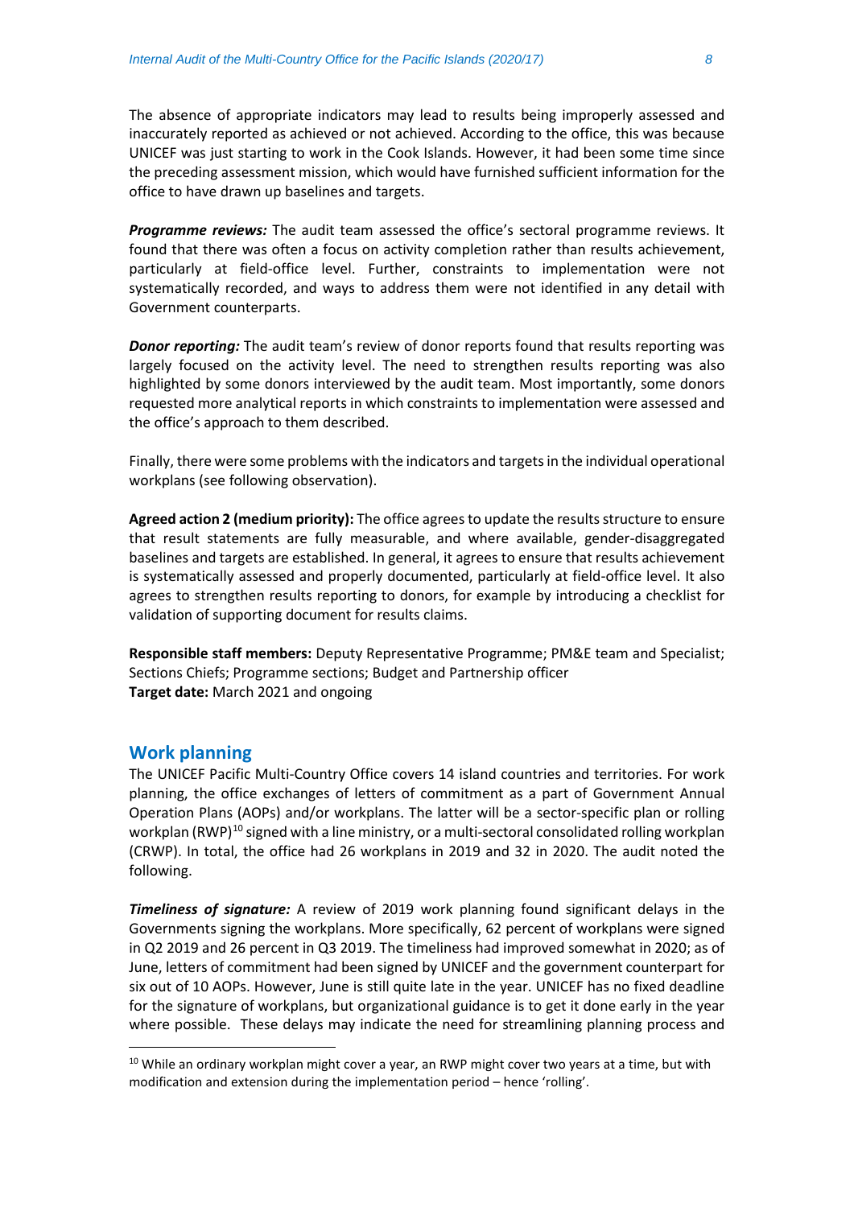The absence of appropriate indicators may lead to results being improperly assessed and inaccurately reported as achieved or not achieved. According to the office, this was because UNICEF was just starting to work in the Cook Islands. However, it had been some time since the preceding assessment mission, which would have furnished sufficient information for the office to have drawn up baselines and targets.

***Programme reviews:*** The audit team assessed the office's sectoral programme reviews. It found that there was often a focus on activity completion rather than results achievement, particularly at field-office level. Further, constraints to implementation were not systematically recorded, and ways to address them were not identified in any detail with Government counterparts.

***Donor reporting:*** The audit team's review of donor reports found that results reporting was largely focused on the activity level. The need to strengthen results reporting was also highlighted by some donors interviewed by the audit team. Most importantly, some donors requested more analytical reports in which constraints to implementation were assessed and the office's approach to them described.

Finally, there were some problems with the indicators and targets in the individual operational workplans (see following observation).

**Agreed action 2 (medium priority):** The office agrees to update the results structure to ensure that result statements are fully measurable, and where available, gender-disaggregated baselines and targets are established. In general, it agrees to ensure that results achievement is systematically assessed and properly documented, particularly at field-office level. It also agrees to strengthen results reporting to donors, for example by introducing a checklist for validation of supporting document for results claims.

**Responsible staff members:** Deputy Representative Programme; PM&E team and Specialist; Sections Chiefs; Programme sections; Budget and Partnership officer
**Target date:** March 2021 and ongoing

## Work planning

The UNICEF Pacific Multi-Country Office covers 14 island countries and territories. For work planning, the office exchanges of letters of commitment as a part of Government Annual Operation Plans (AOPs) and/or workplans. The latter will be a sector-specific plan or rolling workplan (RWP)[10] signed with a line ministry, or a multi-sectoral consolidated rolling workplan (CRWP). In total, the office had 26 workplans in 2019 and 32 in 2020. The audit noted the following.

***Timeliness of signature:*** A review of 2019 work planning found significant delays in the Governments signing the workplans. More specifically, 62 percent of workplans were signed in Q2 2019 and 26 percent in Q3 2019. The timeliness had improved somewhat in 2020; as of June, letters of commitment had been signed by UNICEF and the government counterpart for six out of 10 AOPs. However, June is still quite late in the year. UNICEF has no fixed deadline for the signature of workplans, but organizational guidance is to get it done early in the year where possible. These delays may indicate the need for streamlining planning process and

[10] While an ordinary workplan might cover a year, an RWP might cover two years at a time, but with modification and extension during the implementation period – hence 'rolling'.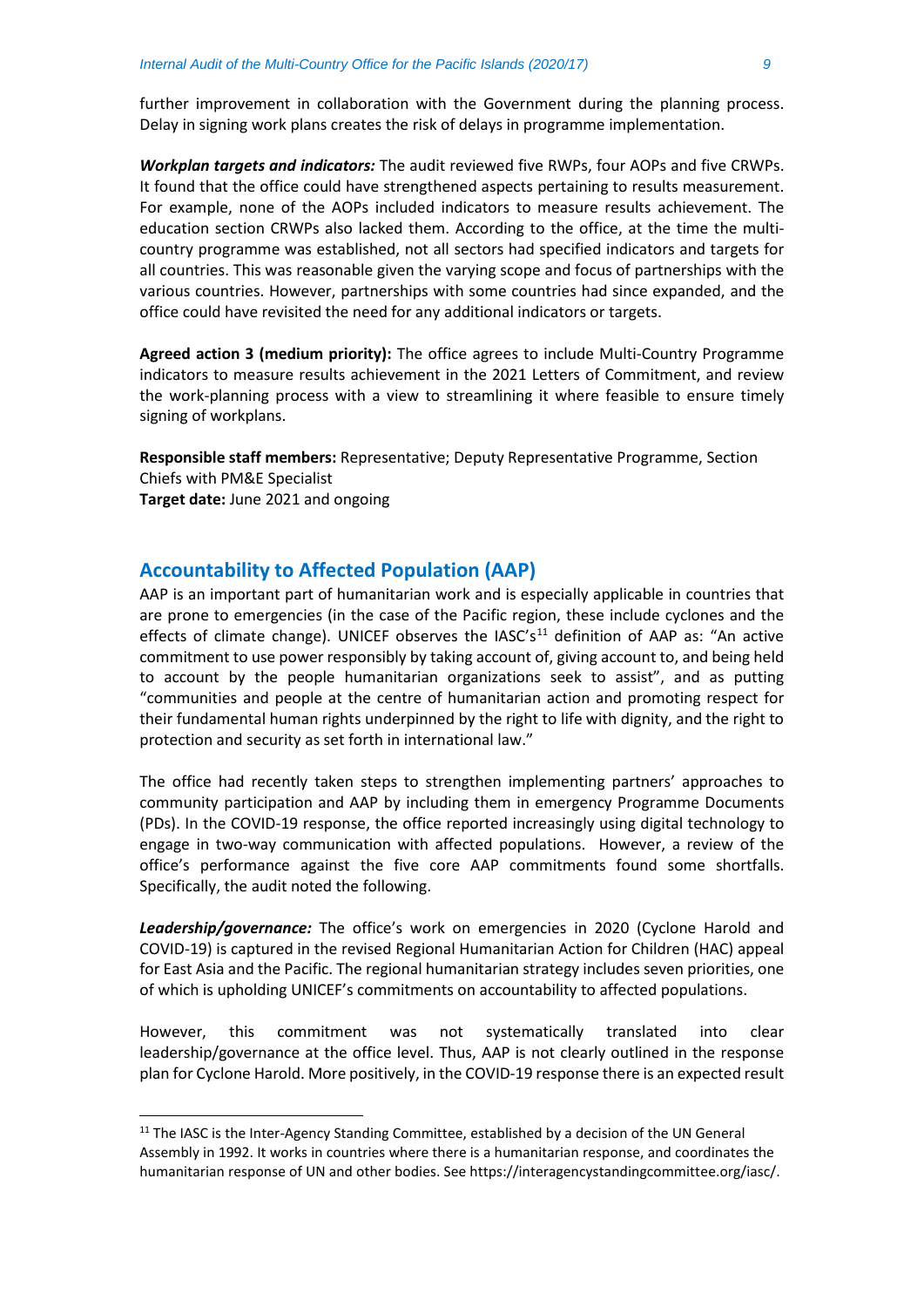further improvement in collaboration with the Government during the planning process. Delay in signing work plans creates the risk of delays in programme implementation.

***Workplan targets and indicators:*** The audit reviewed five RWPs, four AOPs and five CRWPs. It found that the office could have strengthened aspects pertaining to results measurement. For example, none of the AOPs included indicators to measure results achievement. The education section CRWPs also lacked them. According to the office, at the time the multi-country programme was established, not all sectors had specified indicators and targets for all countries. This was reasonable given the varying scope and focus of partnerships with the various countries. However, partnerships with some countries had since expanded, and the office could have revisited the need for any additional indicators or targets.

**Agreed action 3 (medium priority):** The office agrees to include Multi-Country Programme indicators to measure results achievement in the 2021 Letters of Commitment, and review the work-planning process with a view to streamlining it where feasible to ensure timely signing of workplans.

**Responsible staff members:** Representative; Deputy Representative Programme, Section Chiefs with PM&E Specialist
**Target date:** June 2021 and ongoing

## Accountability to Affected Population (AAP)

AAP is an important part of humanitarian work and is especially applicable in countries that are prone to emergencies (in the case of the Pacific region, these include cyclones and the effects of climate change). UNICEF observes the IASC's[11] definition of AAP as: "An active commitment to use power responsibly by taking account of, giving account to, and being held to account by the people humanitarian organizations seek to assist", and as putting "communities and people at the centre of humanitarian action and promoting respect for their fundamental human rights underpinned by the right to life with dignity, and the right to protection and security as set forth in international law."

The office had recently taken steps to strengthen implementing partners' approaches to community participation and AAP by including them in emergency Programme Documents (PDs). In the COVID-19 response, the office reported increasingly using digital technology to engage in two-way communication with affected populations. However, a review of the office's performance against the five core AAP commitments found some shortfalls. Specifically, the audit noted the following.

***Leadership/governance:*** The office's work on emergencies in 2020 (Cyclone Harold and COVID-19) is captured in the revised Regional Humanitarian Action for Children (HAC) appeal for East Asia and the Pacific. The regional humanitarian strategy includes seven priorities, one of which is upholding UNICEF's commitments on accountability to affected populations.

However, this commitment was not systematically translated into clear leadership/governance at the office level. Thus, AAP is not clearly outlined in the response plan for Cyclone Harold. More positively, in the COVID-19 response there is an expected result

[11] The IASC is the Inter-Agency Standing Committee, established by a decision of the UN General Assembly in 1992. It works in countries where there is a humanitarian response, and coordinates the humanitarian response of UN and other bodies. See https://interagencystandingcommittee.org/iasc/.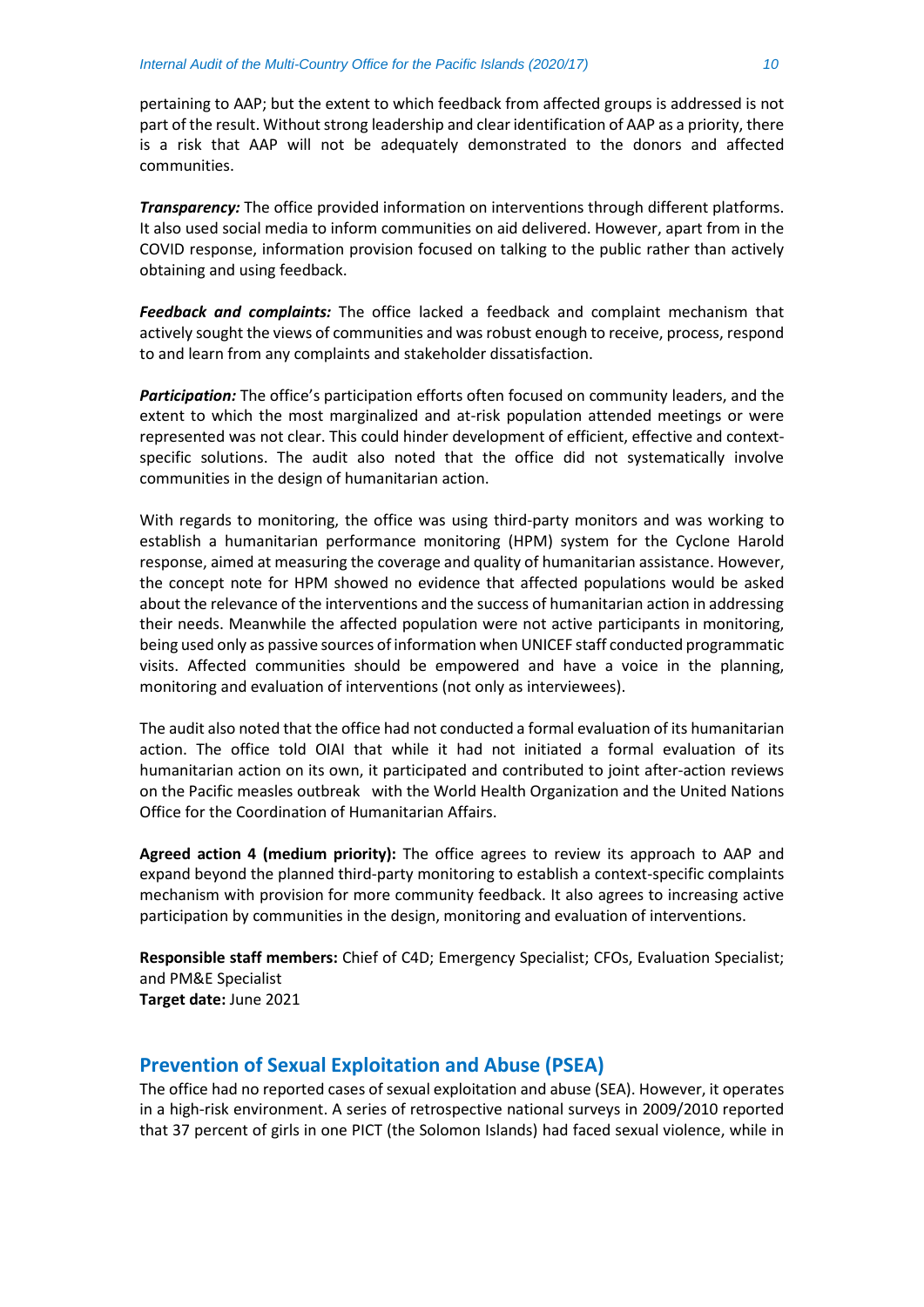pertaining to AAP; but the extent to which feedback from affected groups is addressed is not part of the result. Without strong leadership and clear identification of AAP as a priority, there is a risk that AAP will not be adequately demonstrated to the donors and affected communities.

***Transparency:*** The office provided information on interventions through different platforms. It also used social media to inform communities on aid delivered. However, apart from in the COVID response, information provision focused on talking to the public rather than actively obtaining and using feedback.

***Feedback and complaints:*** The office lacked a feedback and complaint mechanism that actively sought the views of communities and was robust enough to receive, process, respond to and learn from any complaints and stakeholder dissatisfaction.

***Participation:*** The office's participation efforts often focused on community leaders, and the extent to which the most marginalized and at-risk population attended meetings or were represented was not clear. This could hinder development of efficient, effective and context-specific solutions. The audit also noted that the office did not systematically involve communities in the design of humanitarian action.

With regards to monitoring, the office was using third-party monitors and was working to establish a humanitarian performance monitoring (HPM) system for the Cyclone Harold response, aimed at measuring the coverage and quality of humanitarian assistance. However, the concept note for HPM showed no evidence that affected populations would be asked about the relevance of the interventions and the success of humanitarian action in addressing their needs. Meanwhile the affected population were not active participants in monitoring, being used only as passive sources of information when UNICEF staff conducted programmatic visits. Affected communities should be empowered and have a voice in the planning, monitoring and evaluation of interventions (not only as interviewees).

The audit also noted that the office had not conducted a formal evaluation of its humanitarian action. The office told OIAI that while it had not initiated a formal evaluation of its humanitarian action on its own, it participated and contributed to joint after-action reviews on the Pacific measles outbreak with the World Health Organization and the United Nations Office for the Coordination of Humanitarian Affairs.

**Agreed action 4 (medium priority):** The office agrees to review its approach to AAP and expand beyond the planned third-party monitoring to establish a context-specific complaints mechanism with provision for more community feedback. It also agrees to increasing active participation by communities in the design, monitoring and evaluation of interventions.

**Responsible staff members:** Chief of C4D; Emergency Specialist; CFOs, Evaluation Specialist; and PM&E Specialist
**Target date:** June 2021

## Prevention of Sexual Exploitation and Abuse (PSEA)

The office had no reported cases of sexual exploitation and abuse (SEA). However, it operates in a high-risk environment. A series of retrospective national surveys in 2009/2010 reported that 37 percent of girls in one PICT (the Solomon Islands) had faced sexual violence, while in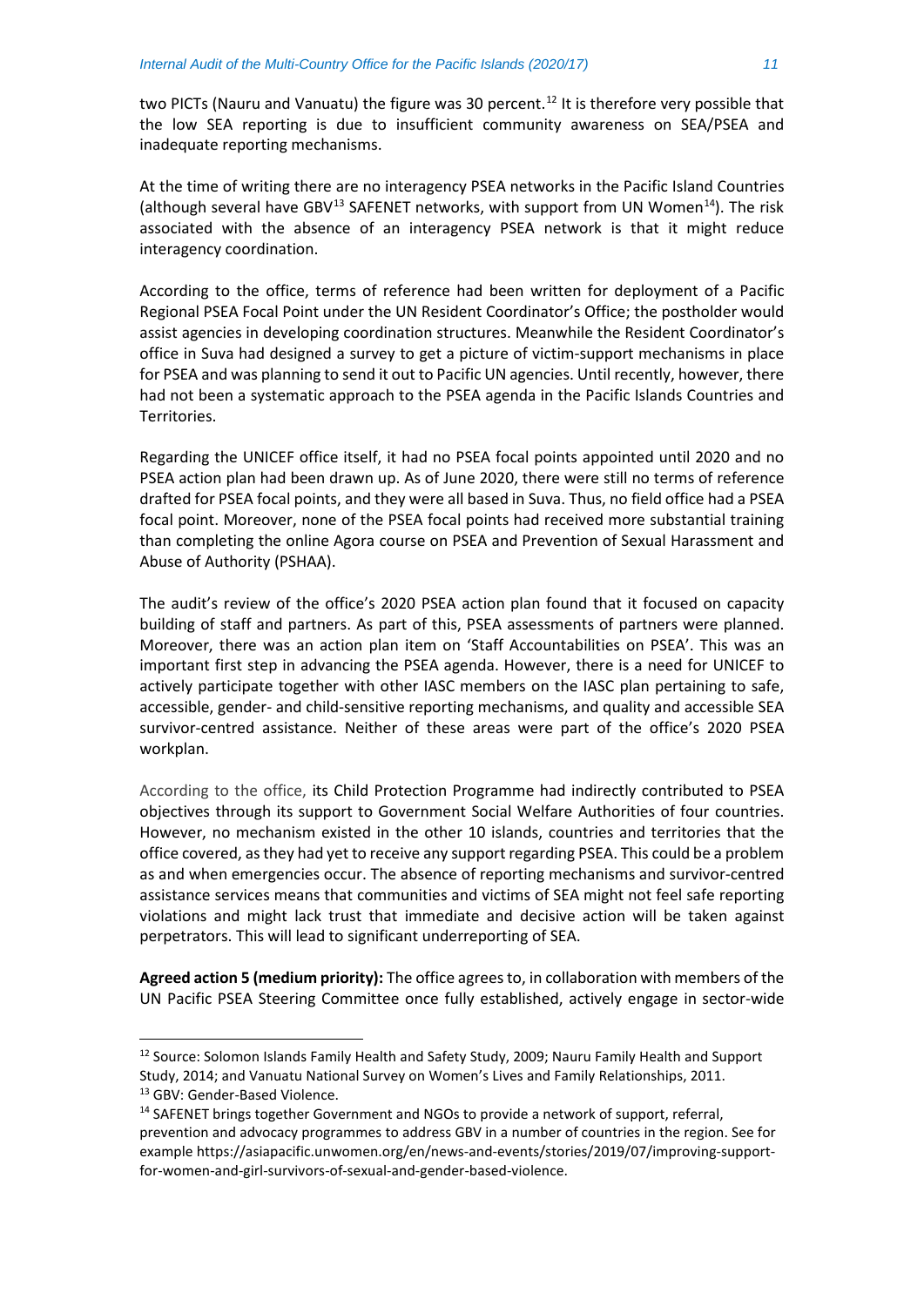two PICTs (Nauru and Vanuatu) the figure was 30 percent.[12] It is therefore very possible that the low SEA reporting is due to insufficient community awareness on SEA/PSEA and inadequate reporting mechanisms.

At the time of writing there are no interagency PSEA networks in the Pacific Island Countries (although several have GBV[13] SAFENET networks, with support from UN Women[14]). The risk associated with the absence of an interagency PSEA network is that it might reduce interagency coordination.

According to the office, terms of reference had been written for deployment of a Pacific Regional PSEA Focal Point under the UN Resident Coordinator's Office; the postholder would assist agencies in developing coordination structures. Meanwhile the Resident Coordinator's office in Suva had designed a survey to get a picture of victim-support mechanisms in place for PSEA and was planning to send it out to Pacific UN agencies. Until recently, however, there had not been a systematic approach to the PSEA agenda in the Pacific Islands Countries and Territories.

Regarding the UNICEF office itself, it had no PSEA focal points appointed until 2020 and no PSEA action plan had been drawn up. As of June 2020, there were still no terms of reference drafted for PSEA focal points, and they were all based in Suva. Thus, no field office had a PSEA focal point. Moreover, none of the PSEA focal points had received more substantial training than completing the online Agora course on PSEA and Prevention of Sexual Harassment and Abuse of Authority (PSHAA).

The audit's review of the office's 2020 PSEA action plan found that it focused on capacity building of staff and partners. As part of this, PSEA assessments of partners were planned. Moreover, there was an action plan item on 'Staff Accountabilities on PSEA'. This was an important first step in advancing the PSEA agenda. However, there is a need for UNICEF to actively participate together with other IASC members on the IASC plan pertaining to safe, accessible, gender- and child-sensitive reporting mechanisms, and quality and accessible SEA survivor-centred assistance. Neither of these areas were part of the office's 2020 PSEA workplan.

According to the office, its Child Protection Programme had indirectly contributed to PSEA objectives through its support to Government Social Welfare Authorities of four countries. However, no mechanism existed in the other 10 islands, countries and territories that the office covered, as they had yet to receive any support regarding PSEA. This could be a problem as and when emergencies occur. The absence of reporting mechanisms and survivor-centred assistance services means that communities and victims of SEA might not feel safe reporting violations and might lack trust that immediate and decisive action will be taken against perpetrators. This will lead to significant underreporting of SEA.

**Agreed action 5 (medium priority):** The office agrees to, in collaboration with members of the UN Pacific PSEA Steering Committee once fully established, actively engage in sector-wide

[12] Source: Solomon Islands Family Health and Safety Study, 2009; Nauru Family Health and Support Study, 2014; and Vanuatu National Survey on Women's Lives and Family Relationships, 2011.

[13] GBV: Gender-Based Violence.

[14] SAFENET brings together Government and NGOs to provide a network of support, referral, prevention and advocacy programmes to address GBV in a number of countries in the region. See for example https://asiapacific.unwomen.org/en/news-and-events/stories/2019/07/improving-support-for-women-and-girl-survivors-of-sexual-and-gender-based-violence.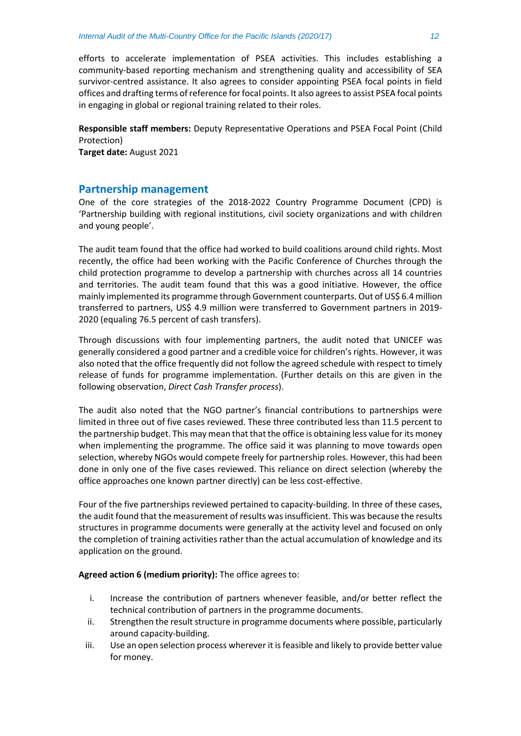efforts to accelerate implementation of PSEA activities. This includes establishing a community-based reporting mechanism and strengthening quality and accessibility of SEA survivor-centred assistance. It also agrees to consider appointing PSEA focal points in field offices and drafting terms of reference for focal points. It also agrees to assist PSEA focal points in engaging in global or regional training related to their roles.

**Responsible staff members:** Deputy Representative Operations and PSEA Focal Point (Child Protection)
**Target date:** August 2021

## Partnership management

One of the core strategies of the 2018-2022 Country Programme Document (CPD) is 'Partnership building with regional institutions, civil society organizations and with children and young people'.

The audit team found that the office had worked to build coalitions around child rights. Most recently, the office had been working with the Pacific Conference of Churches through the child protection programme to develop a partnership with churches across all 14 countries and territories. The audit team found that this was a good initiative. However, the office mainly implemented its programme through Government counterparts. Out of US$ 6.4 million transferred to partners, US$ 4.9 million were transferred to Government partners in 2019-2020 (equaling 76.5 percent of cash transfers).

Through discussions with four implementing partners, the audit noted that UNICEF was generally considered a good partner and a credible voice for children's rights. However, it was also noted that the office frequently did not follow the agreed schedule with respect to timely release of funds for programme implementation. (Further details on this are given in the following observation, *Direct Cash Transfer process*).

The audit also noted that the NGO partner's financial contributions to partnerships were limited in three out of five cases reviewed. These three contributed less than 11.5 percent to the partnership budget. This may mean that that the office is obtaining less value for its money when implementing the programme. The office said it was planning to move towards open selection, whereby NGOs would compete freely for partnership roles. However, this had been done in only one of the five cases reviewed. This reliance on direct selection (whereby the office approaches one known partner directly) can be less cost-effective.

Four of the five partnerships reviewed pertained to capacity-building. In three of these cases, the audit found that the measurement of results was insufficient. This was because the results structures in programme documents were generally at the activity level and focused on only the completion of training activities rather than the actual accumulation of knowledge and its application on the ground.

**Agreed action 6 (medium priority):** The office agrees to:

i. Increase the contribution of partners whenever feasible, and/or better reflect the technical contribution of partners in the programme documents.
ii. Strengthen the result structure in programme documents where possible, particularly around capacity-building.
iii. Use an open selection process wherever it is feasible and likely to provide better value for money.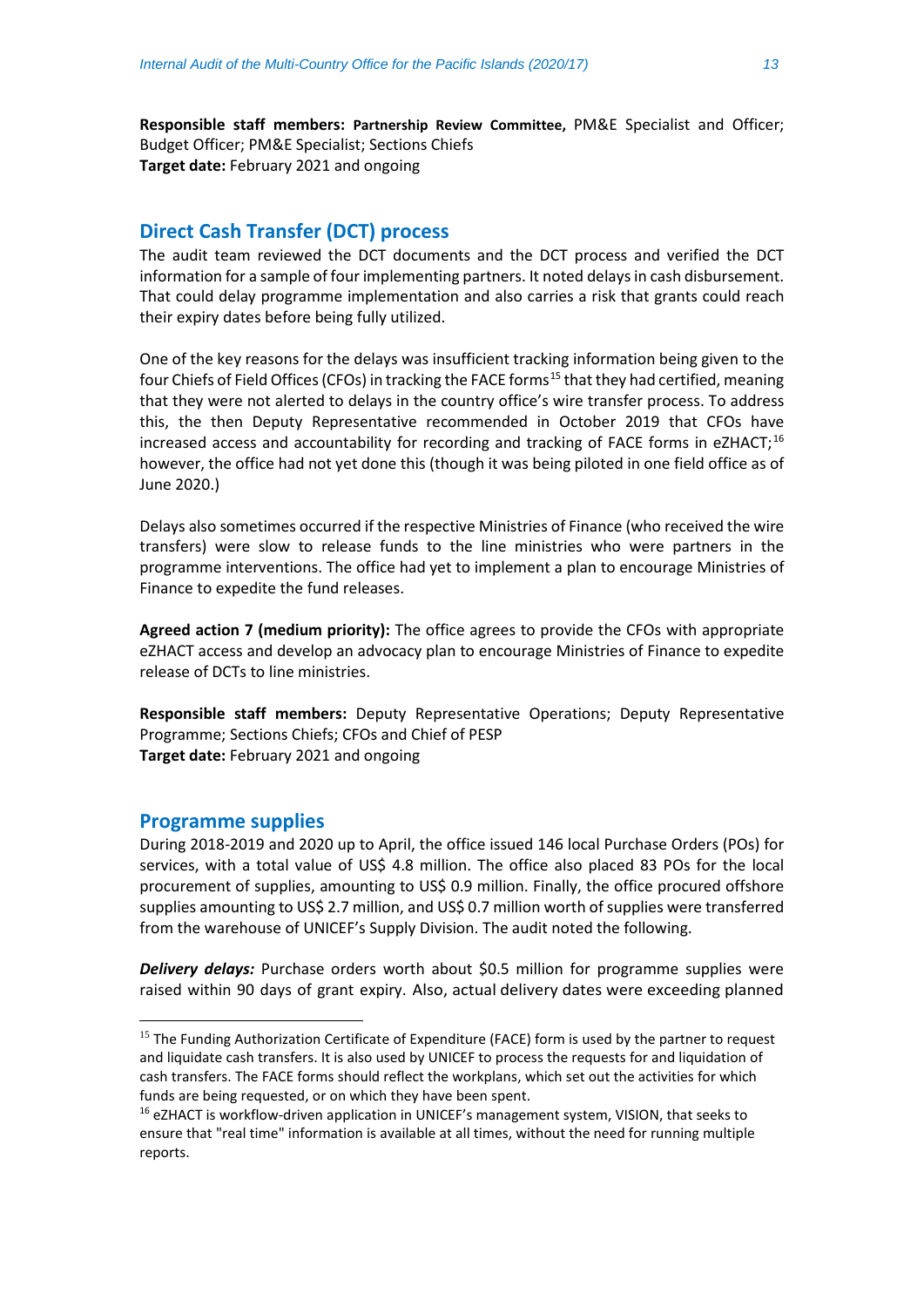**Responsible staff members:** **Partnership Review Committee,** PM&E Specialist and Officer; Budget Officer; PM&E Specialist; Sections Chiefs
**Target date:** February 2021 and ongoing

## Direct Cash Transfer (DCT) process

The audit team reviewed the DCT documents and the DCT process and verified the DCT information for a sample of four implementing partners. It noted delays in cash disbursement. That could delay programme implementation and also carries a risk that grants could reach their expiry dates before being fully utilized.

One of the key reasons for the delays was insufficient tracking information being given to the four Chiefs of Field Offices (CFOs) in tracking the FACE forms[15] that they had certified, meaning that they were not alerted to delays in the country office's wire transfer process. To address this, the then Deputy Representative recommended in October 2019 that CFOs have increased access and accountability for recording and tracking of FACE forms in eZHACT;[16] however, the office had not yet done this (though it was being piloted in one field office as of June 2020.)

Delays also sometimes occurred if the respective Ministries of Finance (who received the wire transfers) were slow to release funds to the line ministries who were partners in the programme interventions. The office had yet to implement a plan to encourage Ministries of Finance to expedite the fund releases.

**Agreed action 7 (medium priority):** The office agrees to provide the CFOs with appropriate eZHACT access and develop an advocacy plan to encourage Ministries of Finance to expedite release of DCTs to line ministries.

**Responsible staff members:** Deputy Representative Operations; Deputy Representative Programme; Sections Chiefs; CFOs and Chief of PESP
**Target date:** February 2021 and ongoing

## Programme supplies

During 2018-2019 and 2020 up to April, the office issued 146 local Purchase Orders (POs) for services, with a total value of US$ 4.8 million. The office also placed 83 POs for the local procurement of supplies, amounting to US$ 0.9 million. Finally, the office procured offshore supplies amounting to US$ 2.7 million, and US$ 0.7 million worth of supplies were transferred from the warehouse of UNICEF's Supply Division. The audit noted the following.

***Delivery delays:*** Purchase orders worth about $0.5 million for programme supplies were raised within 90 days of grant expiry. Also, actual delivery dates were exceeding planned

---

[15] The Funding Authorization Certificate of Expenditure (FACE) form is used by the partner to request and liquidate cash transfers. It is also used by UNICEF to process the requests for and liquidation of cash transfers. The FACE forms should reflect the workplans, which set out the activities for which funds are being requested, or on which they have been spent.

[16] eZHACT is workflow-driven application in UNICEF's management system, VISION, that seeks to ensure that "real time" information is available at all times, without the need for running multiple reports.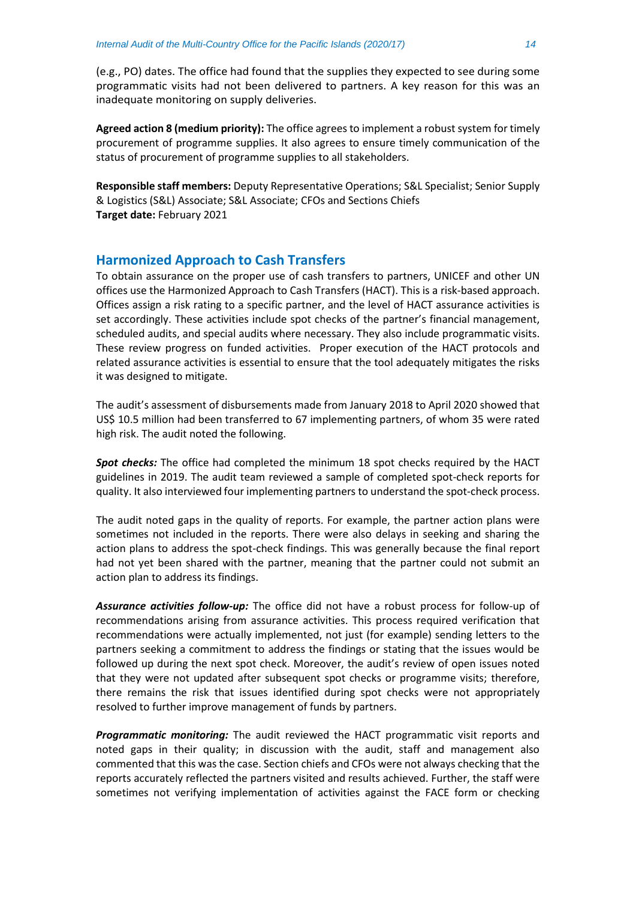(e.g., PO) dates. The office had found that the supplies they expected to see during some programmatic visits had not been delivered to partners. A key reason for this was an inadequate monitoring on supply deliveries.

**Agreed action 8 (medium priority):** The office agrees to implement a robust system for timely procurement of programme supplies. It also agrees to ensure timely communication of the status of procurement of programme supplies to all stakeholders.

**Responsible staff members:** Deputy Representative Operations; S&L Specialist; Senior Supply & Logistics (S&L) Associate; S&L Associate; CFOs and Sections Chiefs
**Target date:** February 2021

## Harmonized Approach to Cash Transfers

To obtain assurance on the proper use of cash transfers to partners, UNICEF and other UN offices use the Harmonized Approach to Cash Transfers (HACT). This is a risk-based approach. Offices assign a risk rating to a specific partner, and the level of HACT assurance activities is set accordingly. These activities include spot checks of the partner's financial management, scheduled audits, and special audits where necessary. They also include programmatic visits. These review progress on funded activities. Proper execution of the HACT protocols and related assurance activities is essential to ensure that the tool adequately mitigates the risks it was designed to mitigate.

The audit's assessment of disbursements made from January 2018 to April 2020 showed that US$ 10.5 million had been transferred to 67 implementing partners, of whom 35 were rated high risk. The audit noted the following.

***Spot checks:*** The office had completed the minimum 18 spot checks required by the HACT guidelines in 2019. The audit team reviewed a sample of completed spot-check reports for quality. It also interviewed four implementing partners to understand the spot-check process.

The audit noted gaps in the quality of reports. For example, the partner action plans were sometimes not included in the reports. There were also delays in seeking and sharing the action plans to address the spot-check findings. This was generally because the final report had not yet been shared with the partner, meaning that the partner could not submit an action plan to address its findings.

***Assurance activities follow-up:*** The office did not have a robust process for follow-up of recommendations arising from assurance activities. This process required verification that recommendations were actually implemented, not just (for example) sending letters to the partners seeking a commitment to address the findings or stating that the issues would be followed up during the next spot check. Moreover, the audit's review of open issues noted that they were not updated after subsequent spot checks or programme visits; therefore, there remains the risk that issues identified during spot checks were not appropriately resolved to further improve management of funds by partners.

***Programmatic monitoring:*** The audit reviewed the HACT programmatic visit reports and noted gaps in their quality; in discussion with the audit, staff and management also commented that this was the case. Section chiefs and CFOs were not always checking that the reports accurately reflected the partners visited and results achieved. Further, the staff were sometimes not verifying implementation of activities against the FACE form or checking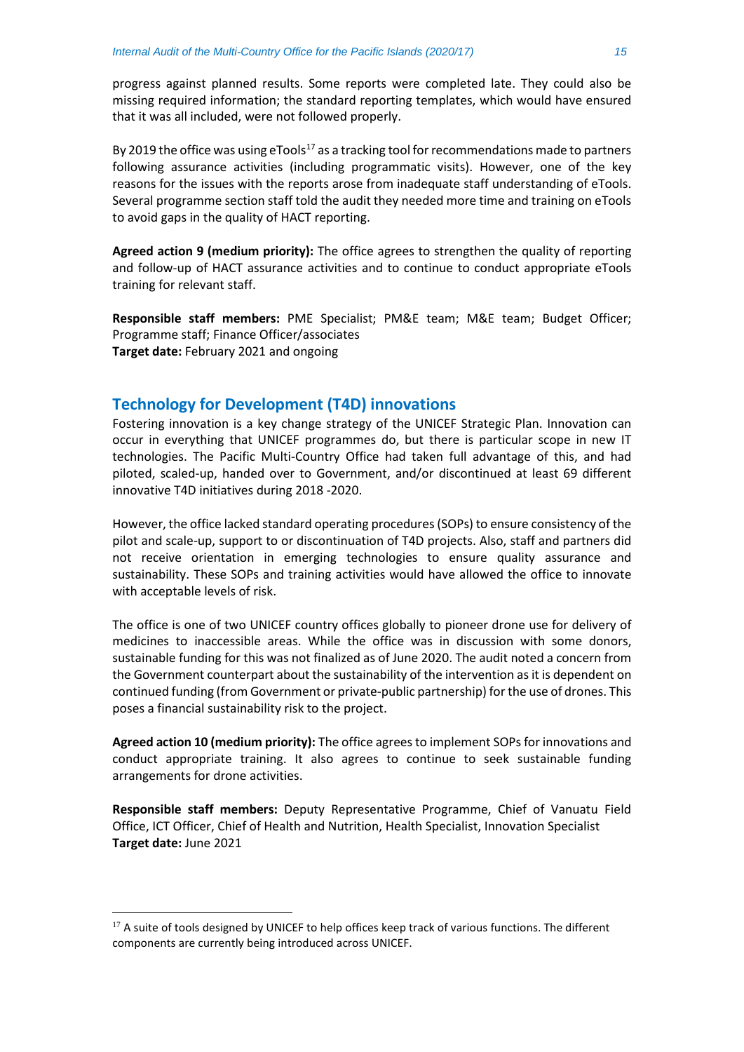progress against planned results. Some reports were completed late. They could also be missing required information; the standard reporting templates, which would have ensured that it was all included, were not followed properly.

By 2019 the office was using eTools[17] as a tracking tool for recommendations made to partners following assurance activities (including programmatic visits). However, one of the key reasons for the issues with the reports arose from inadequate staff understanding of eTools. Several programme section staff told the audit they needed more time and training on eTools to avoid gaps in the quality of HACT reporting.

**Agreed action 9 (medium priority):** The office agrees to strengthen the quality of reporting and follow-up of HACT assurance activities and to continue to conduct appropriate eTools training for relevant staff.

**Responsible staff members:** PME Specialist; PM&E team; M&E team; Budget Officer; Programme staff; Finance Officer/associates
**Target date:** February 2021 and ongoing

## Technology for Development (T4D) innovations

Fostering innovation is a key change strategy of the UNICEF Strategic Plan. Innovation can occur in everything that UNICEF programmes do, but there is particular scope in new IT technologies. The Pacific Multi-Country Office had taken full advantage of this, and had piloted, scaled-up, handed over to Government, and/or discontinued at least 69 different innovative T4D initiatives during 2018 -2020.

However, the office lacked standard operating procedures (SOPs) to ensure consistency of the pilot and scale-up, support to or discontinuation of T4D projects. Also, staff and partners did not receive orientation in emerging technologies to ensure quality assurance and sustainability. These SOPs and training activities would have allowed the office to innovate with acceptable levels of risk.

The office is one of two UNICEF country offices globally to pioneer drone use for delivery of medicines to inaccessible areas. While the office was in discussion with some donors, sustainable funding for this was not finalized as of June 2020. The audit noted a concern from the Government counterpart about the sustainability of the intervention as it is dependent on continued funding (from Government or private-public partnership) for the use of drones. This poses a financial sustainability risk to the project.

**Agreed action 10 (medium priority):** The office agrees to implement SOPs for innovations and conduct appropriate training. It also agrees to continue to seek sustainable funding arrangements for drone activities.

**Responsible staff members:** Deputy Representative Programme, Chief of Vanuatu Field Office, ICT Officer, Chief of Health and Nutrition, Health Specialist, Innovation Specialist
**Target date:** June 2021

---

[17] A suite of tools designed by UNICEF to help offices keep track of various functions. The different components are currently being introduced across UNICEF.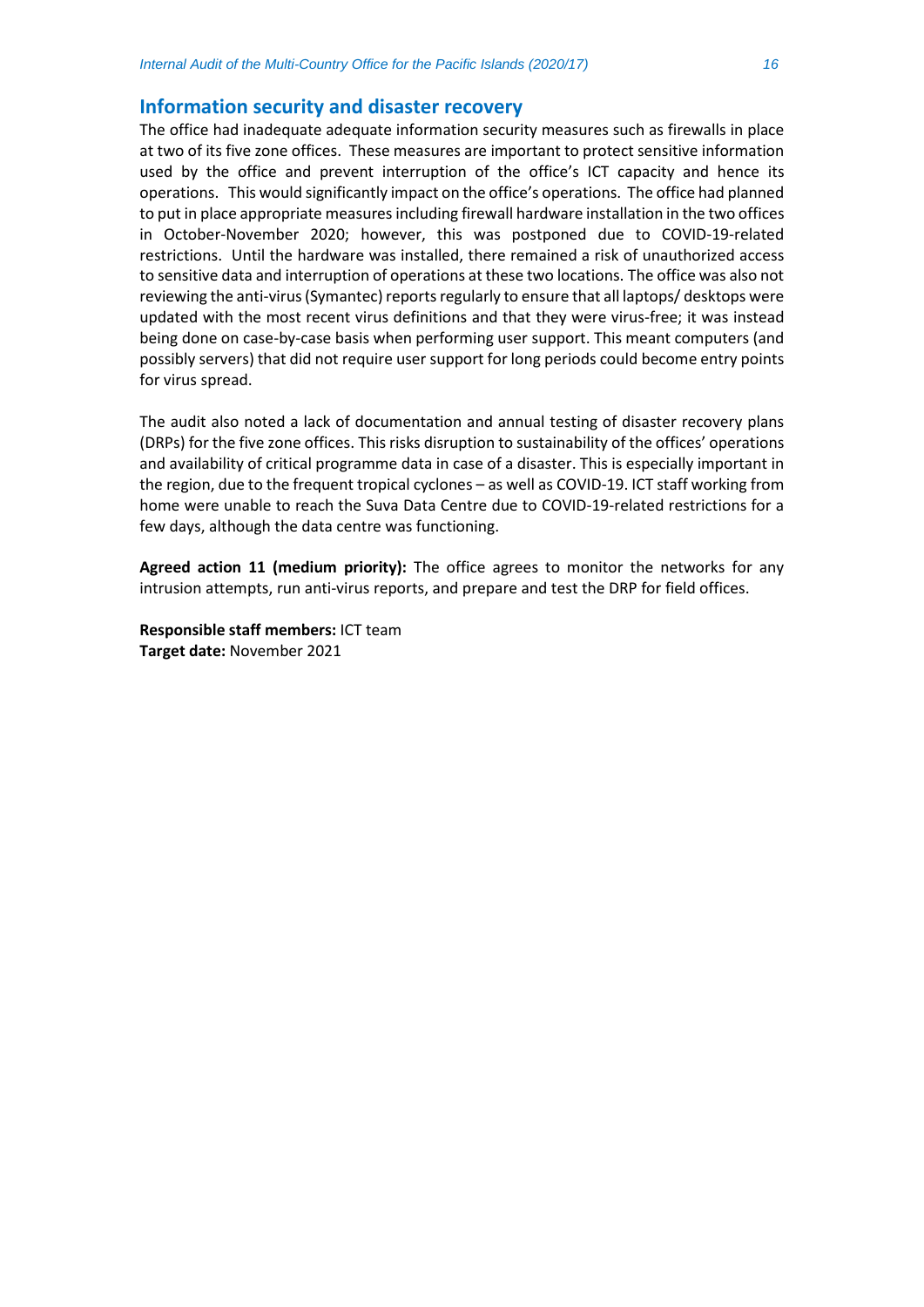## Information security and disaster recovery

The office had inadequate adequate information security measures such as firewalls in place at two of its five zone offices. These measures are important to protect sensitive information used by the office and prevent interruption of the office's ICT capacity and hence its operations. This would significantly impact on the office's operations. The office had planned to put in place appropriate measures including firewall hardware installation in the two offices in October-November 2020; however, this was postponed due to COVID-19-related restrictions. Until the hardware was installed, there remained a risk of unauthorized access to sensitive data and interruption of operations at these two locations. The office was also not reviewing the anti-virus (Symantec) reports regularly to ensure that all laptops/ desktops were updated with the most recent virus definitions and that they were virus-free; it was instead being done on case-by-case basis when performing user support. This meant computers (and possibly servers) that did not require user support for long periods could become entry points for virus spread.

The audit also noted a lack of documentation and annual testing of disaster recovery plans (DRPs) for the five zone offices. This risks disruption to sustainability of the offices' operations and availability of critical programme data in case of a disaster. This is especially important in the region, due to the frequent tropical cyclones – as well as COVID-19. ICT staff working from home were unable to reach the Suva Data Centre due to COVID-19-related restrictions for a few days, although the data centre was functioning.

**Agreed action 11 (medium priority):** The office agrees to monitor the networks for any intrusion attempts, run anti-virus reports, and prepare and test the DRP for field offices.

**Responsible staff members:** ICT team
**Target date:** November 2021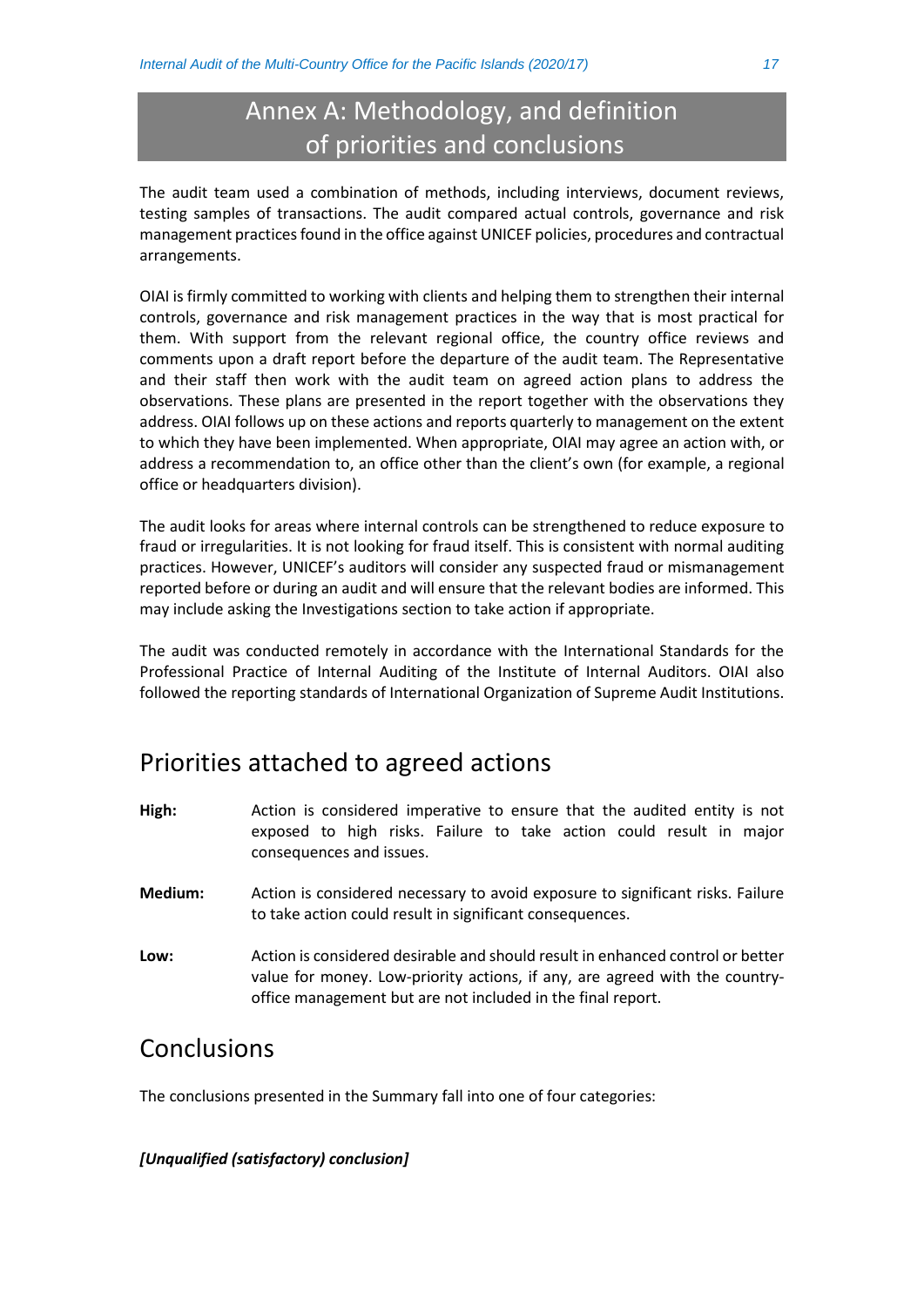# Annex A: Methodology, and definition of priorities and conclusions

The audit team used a combination of methods, including interviews, document reviews, testing samples of transactions. The audit compared actual controls, governance and risk management practices found in the office against UNICEF policies, procedures and contractual arrangements.

OIAI is firmly committed to working with clients and helping them to strengthen their internal controls, governance and risk management practices in the way that is most practical for them. With support from the relevant regional office, the country office reviews and comments upon a draft report before the departure of the audit team. The Representative and their staff then work with the audit team on agreed action plans to address the observations. These plans are presented in the report together with the observations they address. OIAI follows up on these actions and reports quarterly to management on the extent to which they have been implemented. When appropriate, OIAI may agree an action with, or address a recommendation to, an office other than the client's own (for example, a regional office or headquarters division).

The audit looks for areas where internal controls can be strengthened to reduce exposure to fraud or irregularities. It is not looking for fraud itself. This is consistent with normal auditing practices. However, UNICEF's auditors will consider any suspected fraud or mismanagement reported before or during an audit and will ensure that the relevant bodies are informed. This may include asking the Investigations section to take action if appropriate.

The audit was conducted remotely in accordance with the International Standards for the Professional Practice of Internal Auditing of the Institute of Internal Auditors. OIAI also followed the reporting standards of International Organization of Supreme Audit Institutions.

## Priorities attached to agreed actions

**High:** Action is considered imperative to ensure that the audited entity is not exposed to high risks. Failure to take action could result in major consequences and issues.

**Medium:** Action is considered necessary to avoid exposure to significant risks. Failure to take action could result in significant consequences.

**Low:** Action is considered desirable and should result in enhanced control or better value for money. Low-priority actions, if any, are agreed with the country-office management but are not included in the final report.

## Conclusions

The conclusions presented in the Summary fall into one of four categories:

***[Unqualified (satisfactory) conclusion]***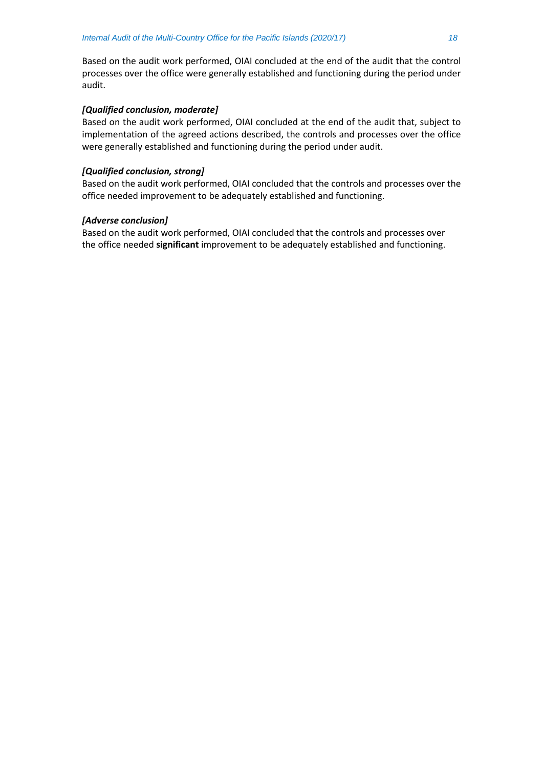Based on the audit work performed, OIAI concluded at the end of the audit that the control processes over the office were generally established and functioning during the period under audit.

***[Qualified conclusion, moderate]***

Based on the audit work performed, OIAI concluded at the end of the audit that, subject to implementation of the agreed actions described, the controls and processes over the office were generally established and functioning during the period under audit.

***[Qualified conclusion, strong]***

Based on the audit work performed, OIAI concluded that the controls and processes over the office needed improvement to be adequately established and functioning.

***[Adverse conclusion]***

Based on the audit work performed, OIAI concluded that the controls and processes over the office needed **significant** improvement to be adequately established and functioning.